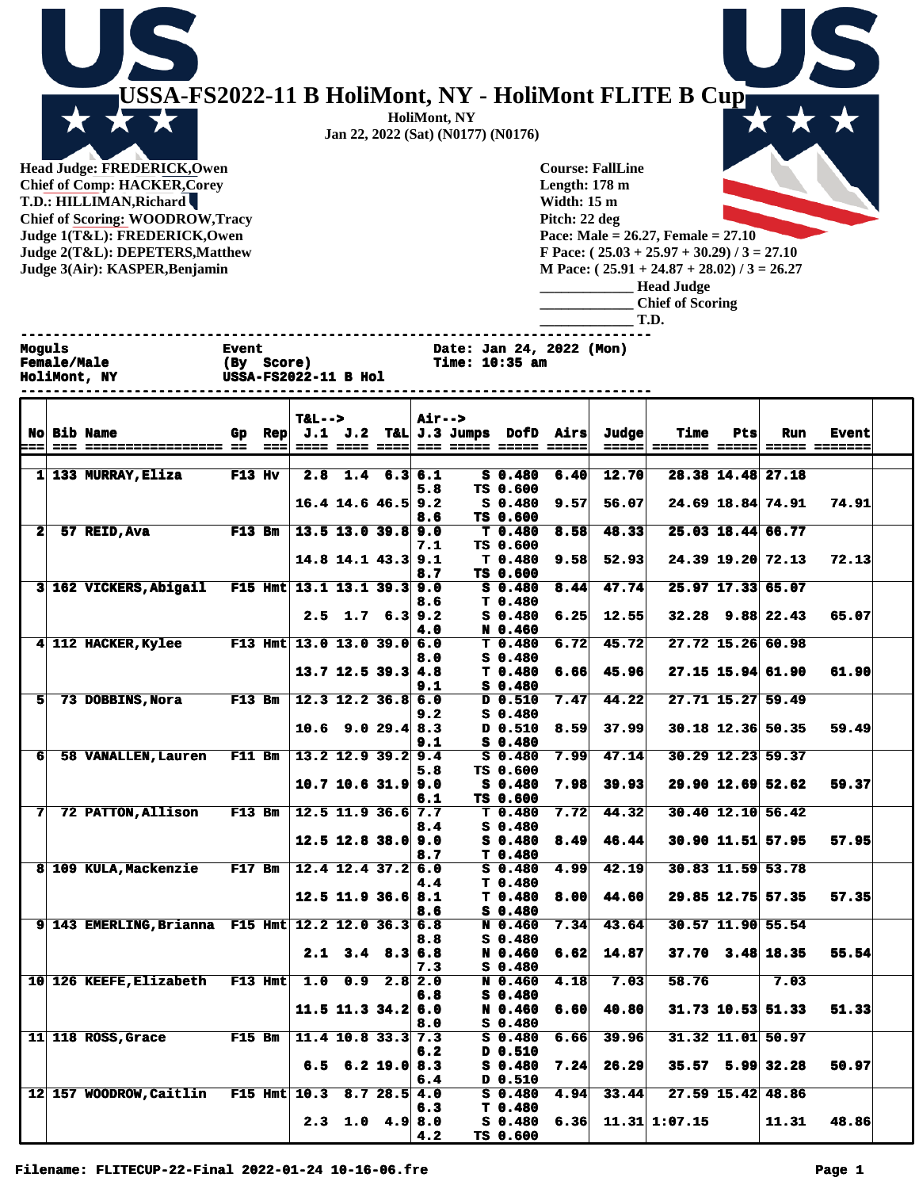# USSA-FS2022-11 B HoliMont, NY - HoliMont FLITE B Cup

**HoliMont, NY**
**Jan 22, 2022 (Sat) (N0177) (N0176)**

**Head Judge: FREDERICK,Owen**
**Chief of Comp: HACKER,Corey**
**T.D.: HILLIMAN,Richard**
**Chief of Scoring: WOODROW,Tracy**
**Judge 1(T&L): FREDERICK,Owen**
**Judge 2(T&L): DEPETERS,Matthew**
**Judge 3(Air): KASPER,Benjamin**

**Course: FallLine**
**Length: 178 m**
**Width: 15 m**
**Pitch: 22 deg**
**Pace: Male = 26.27, Female = 27.10**
**F Pace: ( 25.03 + 25.97 + 30.29) / 3 = 27.10**
**M Pace: ( 25.91 + 24.87 + 28.02) / 3 = 26.27**

____________ Head Judge
____________ Chief of Scoring
____________ T.D.

Moguls
Female/Male
HoliMont, NY

Event
(By Score)
USSA-FS2022-11 B Hol

Date: Jan 24, 2022 (Mon)
Time: 10:35 am

| No | Bib | Name | Gp | Rep | T&L--> J.1 | J.2 | T&L | Air--> J.3 | Jumps | DofD | Airs | Judge | Time | Pts | Run | Event |
|---|---|---|---|---|---|---|---|---|---|---|---|---|---|---|---|---|
| 1 | 133 | MURRAY,Eliza | F13 | Hv | 2.8 | 1.4 | 6.3 | 6.1 | S | 0.480 | 6.40 | 12.70 | 28.38 | 14.48 | 27.18 | |
| | | | | | | | | 5.8 | TS | 0.600 | | | | | | |
| | | | | | 16.4 | 14.6 | 46.5 | 9.2 | S | 0.480 | 9.57 | 56.07 | 24.69 | 18.84 | 74.91 | 74.91 |
| | | | | | | | | 8.6 | TS | 0.600 | | | | | | |
| 2 | 57 | REID,Ava | F13 | Bm | 13.5 | 13.0 | 39.8 | 9.0 | T | 0.480 | 8.58 | 48.33 | 25.03 | 18.44 | 66.77 | |
| | | | | | | | | 7.1 | TS | 0.600 | | | | | | |
| | | | | | 14.8 | 14.1 | 43.3 | 9.1 | T | 0.480 | 9.58 | 52.93 | 24.39 | 19.20 | 72.13 | 72.13 |
| | | | | | | | | 8.7 | TS | 0.600 | | | | | | |
| 3 | 162 | VICKERS,Abigail | F15 | Hmt | 13.1 | 13.1 | 39.3 | 9.0 | S | 0.480 | 8.44 | 47.74 | 25.97 | 17.33 | 65.07 | |
| | | | | | | | | 8.6 | T | 0.480 | | | | | | |
| | | | | | 2.5 | 1.7 | 6.3 | 9.2 | S | 0.480 | 6.25 | 12.55 | 32.28 | 9.88 | 22.43 | 65.07 |
| | | | | | | | | 4.0 | N | 0.460 | | | | | | |
| 4 | 112 | HACKER,Kylee | F13 | Hmt | 13.0 | 13.0 | 39.0 | 6.0 | T | 0.480 | 6.72 | 45.72 | 27.72 | 15.26 | 60.98 | |
| | | | | | | | | 8.0 | S | 0.480 | | | | | | |
| | | | | | 13.7 | 12.5 | 39.3 | 4.8 | T | 0.480 | 6.66 | 45.96 | 27.15 | 15.94 | 61.90 | 61.90 |
| | | | | | | | | 9.1 | S | 0.480 | | | | | | |
| 5 | 73 | DOBBINS,Nora | F13 | Bm | 12.3 | 12.2 | 36.8 | 6.0 | D | 0.510 | 7.47 | 44.22 | 27.71 | 15.27 | 59.49 | |
| | | | | | | | | 9.2 | S | 0.480 | | | | | | |
| | | | | | 10.6 | 9.0 | 29.4 | 8.3 | D | 0.510 | 8.59 | 37.99 | 30.18 | 12.36 | 50.35 | 59.49 |
| | | | | | | | | 9.1 | S | 0.480 | | | | | | |
| 6 | 58 | VANALLEN,Lauren | F11 | Bm | 13.2 | 12.9 | 39.2 | 9.4 | S | 0.480 | 7.99 | 47.14 | 30.29 | 12.23 | 59.37 | |
| | | | | | | | | 5.8 | TS | 0.600 | | | | | | |
| | | | | | 10.7 | 10.6 | 31.9 | 9.0 | S | 0.480 | 7.98 | 39.93 | 29.90 | 12.69 | 52.62 | 59.37 |
| | | | | | | | | 6.1 | TS | 0.600 | | | | | | |
| 7 | 72 | PATTON,Allison | F13 | Bm | 12.5 | 11.9 | 36.6 | 7.7 | T | 0.480 | 7.72 | 44.32 | 30.40 | 12.10 | 56.42 | |
| | | | | | | | | 8.4 | S | 0.480 | | | | | | |
| | | | | | 12.5 | 12.8 | 38.0 | 9.0 | S | 0.480 | 8.49 | 46.44 | 30.90 | 11.51 | 57.95 | 57.95 |
| | | | | | | | | 8.7 | T | 0.480 | | | | | | |
| 8 | 109 | KULA,Mackenzie | F17 | Bm | 12.4 | 12.4 | 37.2 | 6.0 | S | 0.480 | 4.99 | 42.19 | 30.83 | 11.59 | 53.78 | |
| | | | | | | | | 4.4 | T | 0.480 | | | | | | |
| | | | | | 12.5 | 11.9 | 36.6 | 8.1 | T | 0.480 | 8.00 | 44.60 | 29.85 | 12.75 | 57.35 | 57.35 |
| | | | | | | | | 8.6 | S | 0.480 | | | | | | |
| 9 | 143 | EMERLING,Brianna | F15 | Hmt | 12.2 | 12.0 | 36.3 | 6.8 | N | 0.460 | 7.34 | 43.64 | 30.57 | 11.90 | 55.54 | |
| | | | | | | | | 8.8 | S | 0.480 | | | | | | |
| | | | | | 2.1 | 3.4 | 8.3 | 6.8 | N | 0.460 | 6.62 | 14.87 | 37.70 | 3.48 | 18.35 | 55.54 |
| | | | | | | | | 7.3 | S | 0.480 | | | | | | |
| 10 | 126 | KEEFE,Elizabeth | F13 | Hmt | 1.0 | 0.9 | 2.8 | 2.0 | N | 0.460 | 4.18 | 7.03 | 58.76 | | 7.03 | |
| | | | | | | | | 6.8 | S | 0.480 | | | | | | |
| | | | | | 11.5 | 11.3 | 34.2 | 6.0 | N | 0.460 | 6.60 | 40.80 | 31.73 | 10.53 | 51.33 | 51.33 |
| | | | | | | | | 8.0 | S | 0.480 | | | | | | |
| 11 | 118 | ROSS,Grace | F15 | Bm | 11.4 | 10.8 | 33.3 | 7.3 | S | 0.480 | 6.66 | 39.96 | 31.32 | 11.01 | 50.97 | |
| | | | | | | | | 6.2 | D | 0.510 | | | | | | |
| | | | | | 6.5 | 6.2 | 19.0 | 8.3 | S | 0.480 | 7.24 | 26.29 | 35.57 | 5.99 | 32.28 | 50.97 |
| | | | | | | | | 6.4 | D | 0.510 | | | | | | |
| 12 | 157 | WOODROW,Caitlin | F15 | Hmt | 10.3 | 8.7 | 28.5 | 4.0 | S | 0.480 | 4.94 | 33.44 | 27.59 | 15.42 | 48.86 | |
| | | | | | | | | 6.3 | T | 0.480 | | | | | | |
| | | | | | 2.3 | 1.0 | 4.9 | 8.0 | S | 0.480 | 6.36 | 11.31 | 1:07.15 | | 11.31 | 48.86 |
| | | | | | | | | 4.2 | TS | 0.600 | | | | | | |

Filename: FLITECUP-22-Final 2022-01-24 10-16-06.fre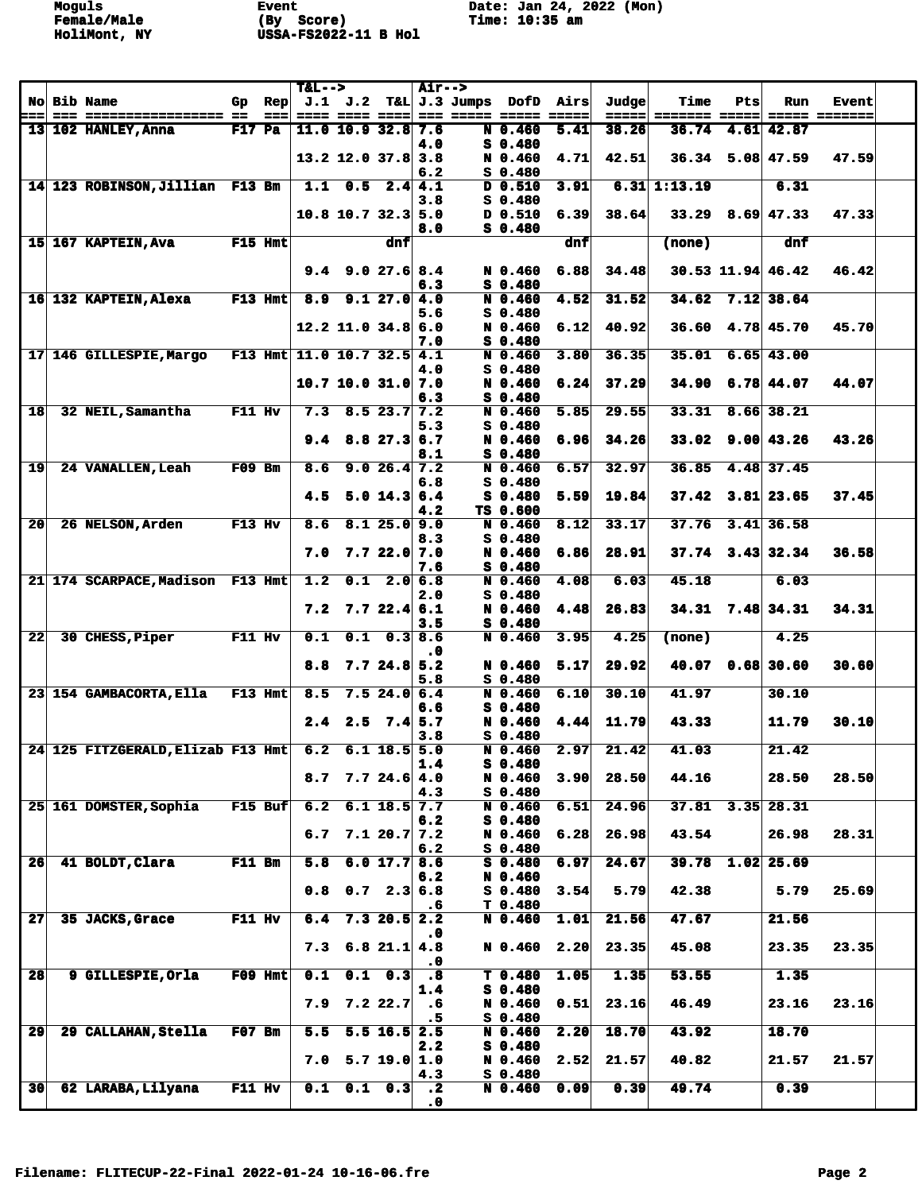Moguls
Female/Male
HoliMont, NY

Event
(By Score)
USSA-FS2022-11 B Hol

Date: Jan 24, 2022 (Mon)
Time: 10:35 am

| No | Bib | Name | Gp | Rep | T&L--> J.1 | J.2 | T&L | Air--> J.3 | Jumps | DofD | Airs | Judge | Time | Pts | Run | Event |
|---|---|---|---|---|---|---|---|---|---|---|---|---|---|---|---|---|
| 13 | 102 | HANLEY,Anna | F17 | Pa | 11.0 | 10.9 | 32.8 | 7.6 | N | 0.460 | 5.41 | 38.26 | 36.74 | 4.61 | 42.87 | |
| | | | | | | | | 4.0 | S | 0.480 | | | | | | |
| | | | | | 13.2 | 12.0 | 37.8 | 3.8 | N | 0.460 | 4.71 | 42.51 | 36.34 | 5.08 | 47.59 | 47.59 |
| | | | | | | | | 6.2 | S | 0.480 | | | | | | |
| 14 | 123 | ROBINSON,Jillian | F13 | Bm | 1.1 | 0.5 | 2.4 | 4.1 | D | 0.510 | 3.91 | 6.31 | 1:13.19 | | 6.31 | |
| | | | | | | | | 3.8 | S | 0.480 | | | | | | |
| | | | | | 10.8 | 10.7 | 32.3 | 5.0 | D | 0.510 | 6.39 | 38.64 | 33.29 | 8.69 | 47.33 | 47.33 |
| | | | | | | | | 8.0 | S | 0.480 | | | | | | |
| 15 | 167 | KAPTEIN,Ava | F15 | Hmt | | | dnf | | | | dnf | | (none) | | dnf | |
| | | | | | 9.4 | 9.0 | 27.6 | 8.4 | N | 0.460 | 6.88 | 34.48 | 30.53 | 11.94 | 46.42 | 46.42 |
| | | | | | | | | 6.3 | S | 0.480 | | | | | | |
| 16 | 132 | KAPTEIN,Alexa | F13 | Hmt | 8.9 | 9.1 | 27.0 | 4.0 | N | 0.460 | 4.52 | 31.52 | 34.62 | 7.12 | 38.64 | |
| | | | | | | | | 5.6 | S | 0.480 | | | | | | |
| | | | | | 12.2 | 11.0 | 34.8 | 6.0 | N | 0.460 | 6.12 | 40.92 | 36.60 | 4.78 | 45.70 | 45.70 |
| | | | | | | | | 7.0 | S | 0.480 | | | | | | |
| 17 | 146 | GILLESPIE,Margo | F13 | Hmt | 11.0 | 10.7 | 32.5 | 4.1 | N | 0.460 | 3.80 | 36.35 | 35.01 | 6.65 | 43.00 | |
| | | | | | | | | 4.0 | S | 0.480 | | | | | | |
| | | | | | 10.7 | 10.0 | 31.0 | 7.0 | N | 0.460 | 6.24 | 37.29 | 34.90 | 6.78 | 44.07 | 44.07 |
| | | | | | | | | 6.3 | S | 0.480 | | | | | | |
| 18 | 32 | NEIL,Samantha | F11 | Hv | 7.3 | 8.5 | 23.7 | 7.2 | N | 0.460 | 5.85 | 29.55 | 33.31 | 8.66 | 38.21 | |
| | | | | | | | | 5.3 | S | 0.480 | | | | | | |
| | | | | | 9.4 | 8.8 | 27.3 | 6.7 | N | 0.460 | 6.96 | 34.26 | 33.02 | 9.00 | 43.26 | 43.26 |
| | | | | | | | | 8.1 | S | 0.480 | | | | | | |
| 19 | 24 | VANALLEN,Leah | F09 | Bm | 8.6 | 9.0 | 26.4 | 7.2 | N | 0.460 | 6.57 | 32.97 | 36.85 | 4.48 | 37.45 | |
| | | | | | | | | 6.8 | S | 0.480 | | | | | | |
| | | | | | 4.5 | 5.0 | 14.3 | 6.4 | S | 0.480 | 5.59 | 19.84 | 37.42 | 3.81 | 23.65 | 37.45 |
| | | | | | | | | 4.2 | TS | 0.600 | | | | | | |
| 20 | 26 | NELSON,Arden | F13 | Hv | 8.6 | 8.1 | 25.0 | 9.0 | N | 0.460 | 8.12 | 33.17 | 37.76 | 3.41 | 36.58 | |
| | | | | | | | | 8.3 | S | 0.480 | | | | | | |
| | | | | | 7.0 | 7.7 | 22.0 | 7.0 | N | 0.460 | 6.86 | 28.91 | 37.74 | 3.43 | 32.34 | 36.58 |
| | | | | | | | | 7.6 | S | 0.480 | | | | | | |
| 21 | 174 | SCARPACE,Madison | F13 | Hmt | 1.2 | 0.1 | 2.0 | 6.8 | N | 0.460 | 4.08 | 6.03 | 45.18 | | 6.03 | |
| | | | | | | | | 2.0 | S | 0.480 | | | | | | |
| | | | | | 7.2 | 7.7 | 22.4 | 6.1 | N | 0.460 | 4.48 | 26.83 | 34.31 | 7.48 | 34.31 | 34.31 |
| | | | | | | | | 3.5 | S | 0.480 | | | | | | |
| 22 | 30 | CHESS,Piper | F11 | Hv | 0.1 | 0.1 | 0.3 | 8.6 | N | 0.460 | 3.95 | 4.25 | (none) | | 4.25 | |
| | | | | | | | | .0 | | | | | | | | |
| | | | | | 8.8 | 7.7 | 24.8 | 5.2 | N | 0.460 | 5.17 | 29.92 | 40.07 | 0.68 | 30.60 | 30.60 |
| | | | | | | | | 5.8 | S | 0.480 | | | | | | |
| 23 | 154 | GAMBACORTA,Ella | F13 | Hmt | 8.5 | 7.5 | 24.0 | 6.4 | N | 0.460 | 6.10 | 30.10 | 41.97 | | 30.10 | |
| | | | | | | | | 6.6 | S | 0.480 | | | | | | |
| | | | | | 2.4 | 2.5 | 7.4 | 5.7 | N | 0.460 | 4.44 | 11.79 | 43.33 | | 11.79 | 30.10 |
| | | | | | | | | 3.8 | S | 0.480 | | | | | | |
| 24 | 125 | FITZGERALD,Elizab | F13 | Hmt | 6.2 | 6.1 | 18.5 | 5.0 | N | 0.460 | 2.97 | 21.42 | 41.03 | | 21.42 | |
| | | | | | | | | 1.4 | S | 0.480 | | | | | | |
| | | | | | 8.7 | 7.7 | 24.6 | 4.0 | N | 0.460 | 3.90 | 28.50 | 44.16 | | 28.50 | 28.50 |
| | | | | | | | | 4.3 | S | 0.480 | | | | | | |
| 25 | 161 | DOMSTER,Sophia | F15 | Buf | 6.2 | 6.1 | 18.5 | 7.7 | N | 0.460 | 6.51 | 24.96 | 37.81 | 3.35 | 28.31 | |
| | | | | | | | | 6.2 | S | 0.480 | | | | | | |
| | | | | | 6.7 | 7.1 | 20.7 | 7.2 | N | 0.460 | 6.28 | 26.98 | 43.54 | | 26.98 | 28.31 |
| | | | | | | | | 6.2 | S | 0.480 | | | | | | |
| 26 | 41 | BOLDT,Clara | F11 | Bm | 5.8 | 6.0 | 17.7 | 8.6 | S | 0.480 | 6.97 | 24.67 | 39.78 | 1.02 | 25.69 | |
| | | | | | | | | 6.2 | N | 0.460 | | | | | | |
| | | | | | 0.8 | 0.7 | 2.3 | 6.8 | S | 0.480 | 3.54 | 5.79 | 42.38 | | 5.79 | 25.69 |
| | | | | | | | | .6 | T | 0.480 | | | | | | |
| 27 | 35 | JACKS,Grace | F11 | Hv | 6.4 | 7.3 | 20.5 | 2.2 | N | 0.460 | 1.01 | 21.56 | 47.67 | | 21.56 | |
| | | | | | | | | .0 | | | | | | | | |
| | | | | | 7.3 | 6.8 | 21.1 | 4.8 | N | 0.460 | 2.20 | 23.35 | 45.08 | | 23.35 | 23.35 |
| | | | | | | | | .0 | | | | | | | | |
| 28 | 9 | GILLESPIE,Orla | F09 | Hmt | 0.1 | 0.1 | 0.3 | .8 | T | 0.480 | 1.05 | 1.35 | 53.55 | | 1.35 | |
| | | | | | | | | 1.4 | S | 0.480 | | | | | | |
| | | | | | 7.9 | 7.2 | 22.7 | .6 | N | 0.460 | 0.51 | 23.16 | 46.49 | | 23.16 | 23.16 |
| | | | | | | | | .5 | S | 0.480 | | | | | | |
| 29 | 29 | CALLAHAN,Stella | F07 | Bm | 5.5 | 5.5 | 16.5 | 2.5 | N | 0.460 | 2.20 | 18.70 | 43.92 | | 18.70 | |
| | | | | | | | | 2.2 | S | 0.480 | | | | | | |
| | | | | | 7.0 | 5.7 | 19.0 | 1.0 | N | 0.460 | 2.52 | 21.57 | 40.82 | | 21.57 | 21.57 |
| | | | | | | | | 4.3 | S | 0.480 | | | | | | |
| 30 | 62 | LARABA,Lilyana | F11 | Hv | 0.1 | 0.1 | 0.3 | .2 | N | 0.460 | 0.09 | 0.39 | 49.74 | | 0.39 | |
| | | | | | | | | .0 | | | | | | | | |

Filename: FLITECUP-22-Final 2022-01-24 10-16-06.fre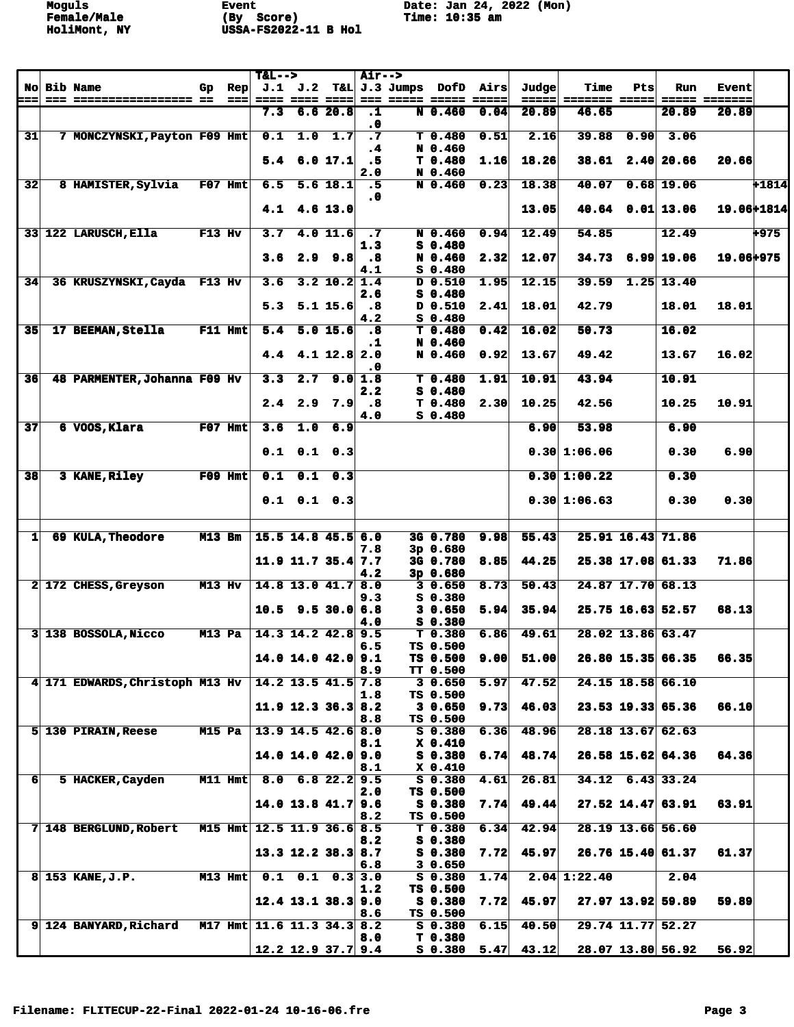Moguls
Female/Male
HoliMont, NY

Event
(By Score)
USSA-FS2022-11 B Hol

Date: Jan 24, 2022 (Mon)
Time: 10:35 am

| No | Bib | Name | Gp | Rep | J.1 | J.2 | T&L | J.3 | Jumps | DofD | Airs | Judge | Time | Pts | Run | Event | |
|---|---|---|---|---|---|---|---|---|---|---|---|---|---|---|---|---|---|
| | | | | | 7.3 | 6.6 | 20.8 | .1<br>.0 | N | 0.460 | 0.04 | 20.89 | 46.65 | | 20.89 | 20.89 | |
| 31 | 7 | MONCZYNSKI,Payton | F09 | Hmt | 0.1 | 1.0 | 1.7 | .7<br>.4 | T<br>N | 0.480<br>0.460 | 0.51 | 2.16 | 39.88 | 0.90 | 3.06 | | |
| | | | | | 5.4 | 6.0 | 17.1 | .5<br>2.0 | T<br>N | 0.480<br>0.460 | 1.16 | 18.26 | 38.61 | 2.40 | 20.66 | 20.66 | |
| 32 | 8 | HAMISTER,Sylvia | F07 | Hmt | 6.5 | 5.6 | 18.1 | .5<br>.0 | N | 0.460 | 0.23 | 18.38 | 40.07 | 0.68 | 19.06 | | +1814 |
| | | | | | 4.1 | 4.6 | 13.0 | | | | | 13.05 | 40.64 | 0.01 | 13.06 | 19.06 | +1814 |
| 33 | 122 | LARUSCH,Ella | F13 | Hv | 3.7 | 4.0 | 11.6 | .7<br>1.3 | N<br>S | 0.460<br>0.480 | 0.94 | 12.49 | 54.85 | | 12.49 | | +975 |
| | | | | | 3.6 | 2.9 | 9.8 | .8<br>4.1 | N<br>S | 0.460<br>0.480 | 2.32 | 12.07 | 34.73 | 6.99 | 19.06 | 19.06 | +975 |
| 34 | 36 | KRUSZYNSKI,Cayda | F13 | Hv | 3.6 | 3.2 | 10.2 | 1.4<br>2.6 | D<br>S | 0.510<br>0.480 | 1.95 | 12.15 | 39.59 | 1.25 | 13.40 | | |
| | | | | | 5.3 | 5.1 | 15.6 | .8<br>4.2 | D<br>S | 0.510<br>0.480 | 2.41 | 18.01 | 42.79 | | 18.01 | 18.01 | |
| 35 | 17 | BEEMAN,Stella | F11 | Hmt | 5.4 | 5.0 | 15.6 | .8<br>.1 | T<br>N | 0.480<br>0.460 | 0.42 | 16.02 | 50.73 | | 16.02 | | |
| | | | | | 4.4 | 4.1 | 12.8 | 2.0<br>.0 | N | 0.460 | 0.92 | 13.67 | 49.42 | | 13.67 | 16.02 | |
| 36 | 48 | PARMENTER,Johanna | F09 | Hv | 3.3 | 2.7 | 9.0 | 1.8<br>2.2 | T<br>S | 0.480<br>0.480 | 1.91 | 10.91 | 43.94 | | 10.91 | | |
| | | | | | 2.4 | 2.9 | 7.9 | .8<br>4.0 | T<br>S | 0.480<br>0.480 | 2.30 | 10.25 | 42.56 | | 10.25 | 10.91 | |
| 37 | 6 | VOOS,Klara | F07 | Hmt | 3.6 | 1.0 | 6.9 | | | | | 6.90 | 53.98 | | 6.90 | | |
| | | | | | 0.1 | 0.1 | 0.3 | | | | | 0.30 | 1:06.06 | | 0.30 | 6.90 | |
| 38 | 3 | KANE,Riley | F09 | Hmt | 0.1 | 0.1 | 0.3 | | | | | 0.30 | 1:00.22 | | 0.30 | | |
| | | | | | 0.1 | 0.1 | 0.3 | | | | | 0.30 | 1:06.63 | | 0.30 | 0.30 | |
| 1 | 69 | KULA,Theodore | M13 | Bm | 15.5 | 14.8 | 45.5 | 6.0<br>7.8 | 3G<br>3p | 0.780<br>0.680 | 9.98 | 55.43 | 25.91 | 16.43 | 71.86 | | |
| | | | | | 11.9 | 11.7 | 35.4 | 7.7<br>4.2 | 3G<br>3p | 0.780<br>0.680 | 8.85 | 44.25 | 25.38 | 17.08 | 61.33 | 71.86 | |
| 2 | 172 | CHESS,Greyson | M13 | Hv | 14.8 | 13.0 | 41.7 | 8.0<br>9.3 | 3<br>S | 0.650<br>0.380 | 8.73 | 50.43 | 24.87 | 17.70 | 68.13 | | |
| | | | | | 10.5 | 9.5 | 30.0 | 6.8<br>4.0 | 3<br>S | 0.650<br>0.380 | 5.94 | 35.94 | 25.75 | 16.63 | 52.57 | 68.13 | |
| 3 | 138 | BOSSOLA,Nicco | M13 | Pa | 14.3 | 14.2 | 42.8 | 9.5<br>6.5 | T<br>TS | 0.380<br>0.500 | 6.86 | 49.61 | 28.02 | 13.86 | 63.47 | | |
| | | | | | 14.0 | 14.0 | 42.0 | 9.1<br>8.9 | TS<br>TT | 0.500<br>0.500 | 9.00 | 51.00 | 26.80 | 15.35 | 66.35 | 66.35 | |
| 4 | 171 | EDWARDS,Christoph | M13 | Hv | 14.2 | 13.5 | 41.5 | 7.8<br>1.8 | 3<br>TS | 0.650<br>0.500 | 5.97 | 47.52 | 24.15 | 18.58 | 66.10 | | |
| | | | | | 11.9 | 12.3 | 36.3 | 8.2<br>8.8 | 3<br>TS | 0.650<br>0.500 | 9.73 | 46.03 | 23.53 | 19.33 | 65.36 | 66.10 | |
| 5 | 130 | PIRAIN,Reese | M15 | Pa | 13.9 | 14.5 | 42.6 | 8.0<br>8.1 | S<br>X | 0.380<br>0.410 | 6.36 | 48.96 | 28.18 | 13.67 | 62.63 | | |
| | | | | | 14.0 | 14.0 | 42.0 | 9.0<br>8.1 | S<br>X | 0.380<br>0.410 | 6.74 | 48.74 | 26.58 | 15.62 | 64.36 | 64.36 | |
| 6 | 5 | HACKER,Cayden | M11 | Hmt | 8.0 | 6.8 | 22.2 | 9.5<br>2.0 | S<br>TS | 0.380<br>0.500 | 4.61 | 26.81 | 34.12 | 6.43 | 33.24 | | |
| | | | | | 14.0 | 13.8 | 41.7 | 9.6<br>8.2 | S<br>TS | 0.380<br>0.500 | 7.74 | 49.44 | 27.52 | 14.47 | 63.91 | 63.91 | |
| 7 | 148 | BERGLUND,Robert | M15 | Hmt | 12.5 | 11.9 | 36.6 | 8.5<br>8.2 | T<br>S | 0.380<br>0.380 | 6.34 | 42.94 | 28.19 | 13.66 | 56.60 | | |
| | | | | | 13.3 | 12.2 | 38.3 | 8.7<br>6.8 | S<br>3 | 0.380<br>0.650 | 7.72 | 45.97 | 26.76 | 15.40 | 61.37 | 61.37 | |
| 8 | 153 | KANE,J.P. | M13 | Hmt | 0.1 | 0.1 | 0.3 | 3.0<br>1.2 | S<br>TS | 0.380<br>0.500 | 1.74 | 2.04 | 1:22.40 | | 2.04 | | |
| | | | | | 12.4 | 13.1 | 38.3 | 9.0<br>8.6 | S<br>TS | 0.380<br>0.500 | 7.72 | 45.97 | 27.97 | 13.92 | 59.89 | 59.89 | |
| 9 | 124 | BANYARD,Richard | M17 | Hmt | 11.6 | 11.3 | 34.3 | 8.2<br>8.0 | S<br>T | 0.380<br>0.380 | 6.15 | 40.50 | 29.74 | 11.77 | 52.27 | | |
| | | | | | 12.2 | 12.9 | 37.7 | 9.4 | S | 0.380 | 5.47 | 43.12 | 28.07 | 13.80 | 56.92 | 56.92 | |

Filename: FLITECUP-22-Final 2022-01-24 10-16-06.fre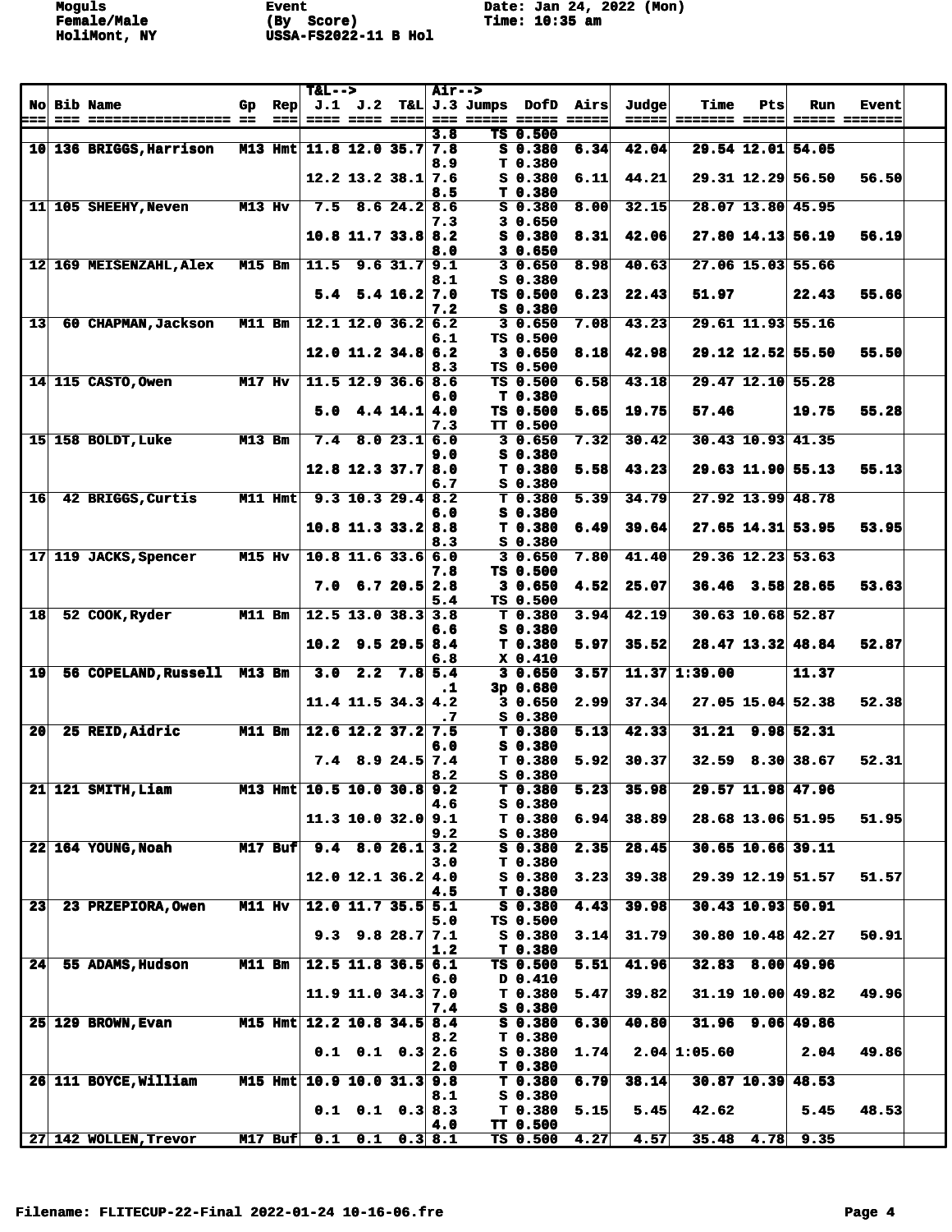Moguls
Female/Male
HoliMont, NY

Event
(By Score)
USSA-FS2022-11 B Hol

Date: Jan 24, 2022 (Mon)
Time: 10:35 am

| No | Bib | Name | Gp | Rep | T&L--> J.1 | J.2 | T&L | Air--> J.3 | Jumps | DofD | Airs | Judge | Time | Pts | Run | Event |
|---|---|---|---|---|---|---|---|---|---|---|---|---|---|---|---|---|
| | | | | | | | | 3.8 | TS | 0.500 | | | | | | |
| 10 | 136 | BRIGGS,Harrison | M13 | Hmt | 11.8 | 12.0 | 35.7 | 7.8 | S | 0.380 | 6.34 | 42.04 | 29.54 | 12.01 | 54.05 | |
| | | | | | | | | 8.9 | T | 0.380 | | | | | | |
| | | | | | 12.2 | 13.2 | 38.1 | 7.6 | S | 0.380 | 6.11 | 44.21 | 29.31 | 12.29 | 56.50 | 56.50 |
| | | | | | | | | 8.5 | T | 0.380 | | | | | | |
| 11 | 105 | SHEEHY,Neven | M13 | Hv | 7.5 | 8.6 | 24.2 | 8.6 | S | 0.380 | 8.00 | 32.15 | 28.07 | 13.80 | 45.95 | |
| | | | | | | | | 7.3 | 3 | 0.650 | | | | | | |
| | | | | | 10.8 | 11.7 | 33.8 | 8.2 | S | 0.380 | 8.31 | 42.06 | 27.80 | 14.13 | 56.19 | 56.19 |
| | | | | | | | | 8.0 | 3 | 0.650 | | | | | | |
| 12 | 169 | MEISENZAHL,Alex | M15 | Bm | 11.5 | 9.6 | 31.7 | 9.1 | 3 | 0.650 | 8.98 | 40.63 | 27.06 | 15.03 | 55.66 | |
| | | | | | | | | 8.1 | S | 0.380 | | | | | | |
| | | | | | 5.4 | 5.4 | 16.2 | 7.0 | TS | 0.500 | 6.23 | 22.43 | 51.97 | | 22.43 | 55.66 |
| | | | | | | | | 7.2 | S | 0.380 | | | | | | |
| 13 | 60 | CHAPMAN,Jackson | M11 | Bm | 12.1 | 12.0 | 36.2 | 6.2 | 3 | 0.650 | 7.08 | 43.23 | 29.61 | 11.93 | 55.16 | |
| | | | | | | | | 6.1 | TS | 0.500 | | | | | | |
| | | | | | 12.0 | 11.2 | 34.8 | 6.2 | 3 | 0.650 | 8.18 | 42.98 | 29.12 | 12.52 | 55.50 | 55.50 |
| | | | | | | | | 8.3 | TS | 0.500 | | | | | | |
| 14 | 115 | CASTO,Owen | M17 | Hv | 11.5 | 12.9 | 36.6 | 8.6 | TS | 0.500 | 6.58 | 43.18 | 29.47 | 12.10 | 55.28 | |
| | | | | | | | | 6.0 | T | 0.380 | | | | | | |
| | | | | | 5.0 | 4.4 | 14.1 | 4.0 | TS | 0.500 | 5.65 | 19.75 | 57.46 | | 19.75 | 55.28 |
| | | | | | | | | 7.3 | TT | 0.500 | | | | | | |
| 15 | 158 | BOLDT,Luke | M13 | Bm | 7.4 | 8.0 | 23.1 | 6.0 | 3 | 0.650 | 7.32 | 30.42 | 30.43 | 10.93 | 41.35 | |
| | | | | | | | | 9.0 | S | 0.380 | | | | | | |
| | | | | | 12.8 | 12.3 | 37.7 | 8.0 | T | 0.380 | 5.58 | 43.23 | 29.63 | 11.90 | 55.13 | 55.13 |
| | | | | | | | | 6.7 | S | 0.380 | | | | | | |
| 16 | 42 | BRIGGS,Curtis | M11 | Hmt | 9.3 | 10.3 | 29.4 | 8.2 | T | 0.380 | 5.39 | 34.79 | 27.92 | 13.99 | 48.78 | |
| | | | | | | | | 6.0 | S | 0.380 | | | | | | |
| | | | | | 10.8 | 11.3 | 33.2 | 8.8 | T | 0.380 | 6.49 | 39.64 | 27.65 | 14.31 | 53.95 | 53.95 |
| | | | | | | | | 8.3 | S | 0.380 | | | | | | |
| 17 | 119 | JACKS,Spencer | M15 | Hv | 10.8 | 11.6 | 33.6 | 6.0 | 3 | 0.650 | 7.80 | 41.40 | 29.36 | 12.23 | 53.63 | |
| | | | | | | | | 7.8 | TS | 0.500 | | | | | | |
| | | | | | 7.0 | 6.7 | 20.5 | 2.8 | 3 | 0.650 | 4.52 | 25.07 | 36.46 | 3.58 | 28.65 | 53.63 |
| | | | | | | | | 5.4 | TS | 0.500 | | | | | | |
| 18 | 52 | COOK,Ryder | M11 | Bm | 12.5 | 13.0 | 38.3 | 3.8 | T | 0.380 | 3.94 | 42.19 | 30.63 | 10.68 | 52.87 | |
| | | | | | | | | 6.6 | S | 0.380 | | | | | | |
| | | | | | 10.2 | 9.5 | 29.5 | 8.4 | T | 0.380 | 5.97 | 35.52 | 28.47 | 13.32 | 48.84 | 52.87 |
| | | | | | | | | 6.8 | X | 0.410 | | | | | | |
| 19 | 56 | COPELAND,Russell | M13 | Bm | 3.0 | 2.2 | 7.8 | 5.4 | 3 | 0.650 | 3.57 | 11.37 | 1:39.00 | | 11.37 | |
| | | | | | | | | .1 | 3p | 0.680 | | | | | | |
| | | | | | 11.4 | 11.5 | 34.3 | 4.2 | 3 | 0.650 | 2.99 | 37.34 | 27.05 | 15.04 | 52.38 | 52.38 |
| | | | | | | | | .7 | S | 0.380 | | | | | | |
| 20 | 25 | REID,Aidric | M11 | Bm | 12.6 | 12.2 | 37.2 | 7.5 | T | 0.380 | 5.13 | 42.33 | 31.21 | 9.98 | 52.31 | |
| | | | | | | | | 6.0 | S | 0.380 | | | | | | |
| | | | | | 7.4 | 8.9 | 24.5 | 7.4 | T | 0.380 | 5.92 | 30.37 | 32.59 | 8.30 | 38.67 | 52.31 |
| | | | | | | | | 8.2 | S | 0.380 | | | | | | |
| 21 | 121 | SMITH,Liam | M13 | Hmt | 10.5 | 10.0 | 30.8 | 9.2 | T | 0.380 | 5.23 | 35.98 | 29.57 | 11.98 | 47.96 | |
| | | | | | | | | 4.6 | S | 0.380 | | | | | | |
| | | | | | 11.3 | 10.0 | 32.0 | 9.1 | T | 0.380 | 6.94 | 38.89 | 28.68 | 13.06 | 51.95 | 51.95 |
| | | | | | | | | 9.2 | S | 0.380 | | | | | | |
| 22 | 164 | YOUNG,Noah | M17 | Buf | 9.4 | 8.0 | 26.1 | 3.2 | S | 0.380 | 2.35 | 28.45 | 30.65 | 10.66 | 39.11 | |
| | | | | | | | | 3.0 | T | 0.380 | | | | | | |
| | | | | | 12.0 | 12.1 | 36.2 | 4.0 | S | 0.380 | 3.23 | 39.38 | 29.39 | 12.19 | 51.57 | 51.57 |
| | | | | | | | | 4.5 | T | 0.380 | | | | | | |
| 23 | 23 | PRZEPIORA,Owen | M11 | Hv | 12.0 | 11.7 | 35.5 | 5.1 | S | 0.380 | 4.43 | 39.98 | 30.43 | 10.93 | 50.91 | |
| | | | | | | | | 5.0 | TS | 0.500 | | | | | | |
| | | | | | 9.3 | 9.8 | 28.7 | 7.1 | S | 0.380 | 3.14 | 31.79 | 30.80 | 10.48 | 42.27 | 50.91 |
| | | | | | | | | 1.2 | T | 0.380 | | | | | | |
| 24 | 55 | ADAMS,Hudson | M11 | Bm | 12.5 | 11.8 | 36.5 | 6.1 | TS | 0.500 | 5.51 | 41.96 | 32.83 | 8.00 | 49.96 | |
| | | | | | | | | 6.0 | D | 0.410 | | | | | | |
| | | | | | 11.9 | 11.0 | 34.3 | 7.0 | T | 0.380 | 5.47 | 39.82 | 31.19 | 10.00 | 49.82 | 49.96 |
| | | | | | | | | 7.4 | S | 0.380 | | | | | | |
| 25 | 129 | BROWN,Evan | M15 | Hmt | 12.2 | 10.8 | 34.5 | 8.4 | S | 0.380 | 6.30 | 40.80 | 31.96 | 9.06 | 49.86 | |
| | | | | | | | | 8.2 | T | 0.380 | | | | | | |
| | | | | | 0.1 | 0.1 | 0.3 | 2.6 | S | 0.380 | 1.74 | 2.04 | 1:05.60 | | 2.04 | 49.86 |
| | | | | | | | | 2.0 | T | 0.380 | | | | | | |
| 26 | 111 | BOYCE,William | M15 | Hmt | 10.9 | 10.0 | 31.3 | 9.8 | T | 0.380 | 6.79 | 38.14 | 30.87 | 10.39 | 48.53 | |
| | | | | | | | | 8.1 | S | 0.380 | | | | | | |
| | | | | | 0.1 | 0.1 | 0.3 | 8.3 | T | 0.380 | 5.15 | 5.45 | 42.62 | | 5.45 | 48.53 |
| | | | | | | | | 4.0 | TT | 0.500 | | | | | | |
| 27 | 142 | WOLLEN,Trevor | M17 | Buf | 0.1 | 0.1 | 0.3 | 8.1 | TS | 0.500 | 4.27 | 4.57 | 35.48 | 4.78 | 9.35 | |

Filename: FLITECUP-22-Final 2022-01-24 10-16-06.fre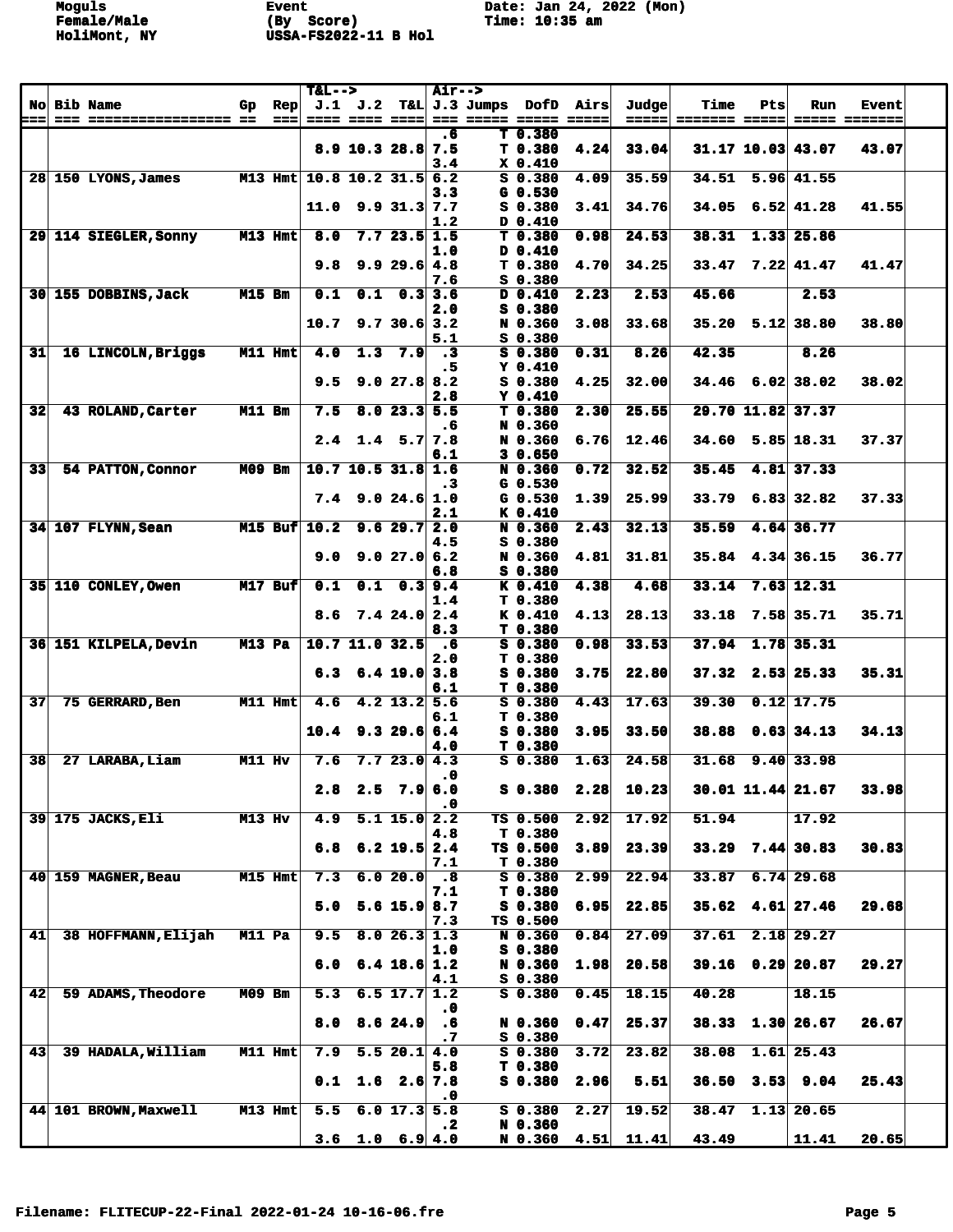Moguls Event Date: Jan 24, 2022 (Mon)
Female/Male (By Score) Time: 10:35 am
HoliMont, NY USSA-FS2022-11 B Hol

| No | Bib | Name | Gp | Rep | T&L--> J.1 | J.2 | T&L | Air--> J.3 | Jumps | DofD | Airs | Judge | Time | Pts | Run | Event |
|---|---|---|---|---|---|---|---|---|---|---|---|---|---|---|---|---|
| | | | | | | | | .6 | T | 0.380 | | | | | | |
| | | | | | 8.9 | 10.3 | 28.8 | 7.5 | T | 0.380 | 4.24 | 33.04 | 31.17 | 10.03 | 43.07 | 43.07 |
| | | | | | | | | 3.4 | X | 0.410 | | | | | | |
| 28 | 150 | LYONS,James | M13 | Hmt | 10.8 | 10.2 | 31.5 | 6.2 | S | 0.380 | 4.09 | 35.59 | 34.51 | 5.96 | 41.55 | |
| | | | | | | | | 3.3 | G | 0.530 | | | | | | |
| | | | | | 11.0 | 9.9 | 31.3 | 7.7 | S | 0.380 | 3.41 | 34.76 | 34.05 | 6.52 | 41.28 | 41.55 |
| | | | | | | | | 1.2 | D | 0.410 | | | | | | |
| 29 | 114 | SIEGLER,Sonny | M13 | Hmt | 8.0 | 7.7 | 23.5 | 1.5 | T | 0.380 | 0.98 | 24.53 | 38.31 | 1.33 | 25.86 | |
| | | | | | | | | 1.0 | D | 0.410 | | | | | | |
| | | | | | 9.8 | 9.9 | 29.6 | 4.8 | T | 0.380 | 4.70 | 34.25 | 33.47 | 7.22 | 41.47 | 41.47 |
| | | | | | | | | 7.6 | S | 0.380 | | | | | | |
| 30 | 155 | DOBBINS,Jack | M15 | Bm | 0.1 | 0.1 | 0.3 | 3.6 | D | 0.410 | 2.23 | 2.53 | 45.66 | | 2.53 | |
| | | | | | | | | 2.0 | S | 0.380 | | | | | | |
| | | | | | 10.7 | 9.7 | 30.6 | 3.2 | N | 0.360 | 3.08 | 33.68 | 35.20 | 5.12 | 38.80 | 38.80 |
| | | | | | | | | 5.1 | S | 0.380 | | | | | | |
| 31 | 16 | LINCOLN,Briggs | M11 | Hmt | 4.0 | 1.3 | 7.9 | .3 | S | 0.380 | 0.31 | 8.26 | 42.35 | | 8.26 | |
| | | | | | | | | .5 | Y | 0.410 | | | | | | |
| | | | | | 9.5 | 9.0 | 27.8 | 8.2 | S | 0.380 | 4.25 | 32.00 | 34.46 | 6.02 | 38.02 | 38.02 |
| | | | | | | | | 2.8 | Y | 0.410 | | | | | | |
| 32 | 43 | ROLAND,Carter | M11 | Bm | 7.5 | 8.0 | 23.3 | 5.5 | T | 0.380 | 2.30 | 25.55 | 29.70 | 11.82 | 37.37 | |
| | | | | | | | | .6 | N | 0.360 | | | | | | |
| | | | | | 2.4 | 1.4 | 5.7 | 7.8 | N | 0.360 | 6.76 | 12.46 | 34.60 | 5.85 | 18.31 | 37.37 |
| | | | | | | | | 6.1 | 3 | 0.650 | | | | | | |
| 33 | 54 | PATTON,Connor | M09 | Bm | 10.7 | 10.5 | 31.8 | 1.6 | N | 0.360 | 0.72 | 32.52 | 35.45 | 4.81 | 37.33 | |
| | | | | | | | | .3 | G | 0.530 | | | | | | |
| | | | | | 7.4 | 9.0 | 24.6 | 1.0 | G | 0.530 | 1.39 | 25.99 | 33.79 | 6.83 | 32.82 | 37.33 |
| | | | | | | | | 2.1 | K | 0.410 | | | | | | |
| 34 | 107 | FLYNN,Sean | M15 | Buf | 10.2 | 9.6 | 29.7 | 2.0 | N | 0.360 | 2.43 | 32.13 | 35.59 | 4.64 | 36.77 | |
| | | | | | | | | 4.5 | S | 0.380 | | | | | | |
| | | | | | 9.0 | 9.0 | 27.0 | 6.2 | N | 0.360 | 4.81 | 31.81 | 35.84 | 4.34 | 36.15 | 36.77 |
| | | | | | | | | 6.8 | S | 0.380 | | | | | | |
| 35 | 110 | CONLEY,Owen | M17 | Buf | 0.1 | 0.1 | 0.3 | 9.4 | K | 0.410 | 4.38 | 4.68 | 33.14 | 7.63 | 12.31 | |
| | | | | | | | | 1.4 | T | 0.380 | | | | | | |
| | | | | | 8.6 | 7.4 | 24.0 | 2.4 | K | 0.410 | 4.13 | 28.13 | 33.18 | 7.58 | 35.71 | 35.71 |
| | | | | | | | | 8.3 | T | 0.380 | | | | | | |
| 36 | 151 | KILPELA,Devin | M13 | Pa | 10.7 | 11.0 | 32.5 | .6 | S | 0.380 | 0.98 | 33.53 | 37.94 | 1.78 | 35.31 | |
| | | | | | | | | 2.0 | T | 0.380 | | | | | | |
| | | | | | 6.3 | 6.4 | 19.0 | 3.8 | S | 0.380 | 3.75 | 22.80 | 37.32 | 2.53 | 25.33 | 35.31 |
| | | | | | | | | 6.1 | T | 0.380 | | | | | | |
| 37 | 75 | GERRARD,Ben | M11 | Hmt | 4.6 | 4.2 | 13.2 | 5.6 | S | 0.380 | 4.43 | 17.63 | 39.30 | 0.12 | 17.75 | |
| | | | | | | | | 6.1 | T | 0.380 | | | | | | |
| | | | | | 10.4 | 9.3 | 29.6 | 6.4 | S | 0.380 | 3.95 | 33.50 | 38.88 | 0.63 | 34.13 | 34.13 |
| | | | | | | | | 4.0 | T | 0.380 | | | | | | |
| 38 | 27 | LARABA,Liam | M11 | Hv | 7.6 | 7.7 | 23.0 | 4.3 | S | 0.380 | 1.63 | 24.58 | 31.68 | 9.40 | 33.98 | |
| | | | | | | | | .0 | | | | | | | | |
| | | | | | 2.8 | 2.5 | 7.9 | 6.0 | S | 0.380 | 2.28 | 10.23 | 30.01 | 11.44 | 21.67 | 33.98 |
| | | | | | | | | .0 | | | | | | | | |
| 39 | 175 | JACKS,Eli | M13 | Hv | 4.9 | 5.1 | 15.0 | 2.2 | TS | 0.500 | 2.92 | 17.92 | 51.94 | | 17.92 | |
| | | | | | | | | 4.8 | T | 0.380 | | | | | | |
| | | | | | 6.8 | 6.2 | 19.5 | 2.4 | TS | 0.500 | 3.89 | 23.39 | 33.29 | 7.44 | 30.83 | 30.83 |
| | | | | | | | | 7.1 | T | 0.380 | | | | | | |
| 40 | 159 | MAGNER,Beau | M15 | Hmt | 7.3 | 6.0 | 20.0 | .8 | S | 0.380 | 2.99 | 22.94 | 33.87 | 6.74 | 29.68 | |
| | | | | | | | | 7.1 | T | 0.380 | | | | | | |
| | | | | | 5.0 | 5.6 | 15.9 | 8.7 | S | 0.380 | 6.95 | 22.85 | 35.62 | 4.61 | 27.46 | 29.68 |
| | | | | | | | | 7.3 | TS | 0.500 | | | | | | |
| 41 | 38 | HOFFMANN,Elijah | M11 | Pa | 9.5 | 8.0 | 26.3 | 1.3 | N | 0.360 | 0.84 | 27.09 | 37.61 | 2.18 | 29.27 | |
| | | | | | | | | 1.0 | S | 0.380 | | | | | | |
| | | | | | 6.0 | 6.4 | 18.6 | 1.2 | N | 0.360 | 1.98 | 20.58 | 39.16 | 0.29 | 20.87 | 29.27 |
| | | | | | | | | 4.1 | S | 0.380 | | | | | | |
| 42 | 59 | ADAMS,Theodore | M09 | Bm | 5.3 | 6.5 | 17.7 | 1.2 | S | 0.380 | 0.45 | 18.15 | 40.28 | | 18.15 | |
| | | | | | | | | .0 | | | | | | | | |
| | | | | | 8.0 | 8.6 | 24.9 | .6 | N | 0.360 | 0.47 | 25.37 | 38.33 | 1.30 | 26.67 | 26.67 |
| | | | | | | | | .7 | S | 0.380 | | | | | | |
| 43 | 39 | HADALA,William | M11 | Hmt | 7.9 | 5.5 | 20.1 | 4.0 | S | 0.380 | 3.72 | 23.82 | 38.08 | 1.61 | 25.43 | |
| | | | | | | | | 5.8 | T | 0.380 | | | | | | |
| | | | | | 0.1 | 1.6 | 2.6 | 7.8 | S | 0.380 | 2.96 | 5.51 | 36.50 | 3.53 | 9.04 | 25.43 |
| | | | | | | | | .0 | | | | | | | | |
| 44 | 101 | BROWN,Maxwell | M13 | Hmt | 5.5 | 6.0 | 17.3 | 5.8 | S | 0.380 | 2.27 | 19.52 | 38.47 | 1.13 | 20.65 | |
| | | | | | | | | .2 | N | 0.360 | | | | | | |
| | | | | | 3.6 | 1.0 | 6.9 | 4.0 | N | 0.360 | 4.51 | 11.41 | 43.49 | | 11.41 | 20.65 |

Filename: FLITECUP-22-Final 2022-01-24 10-16-06.fre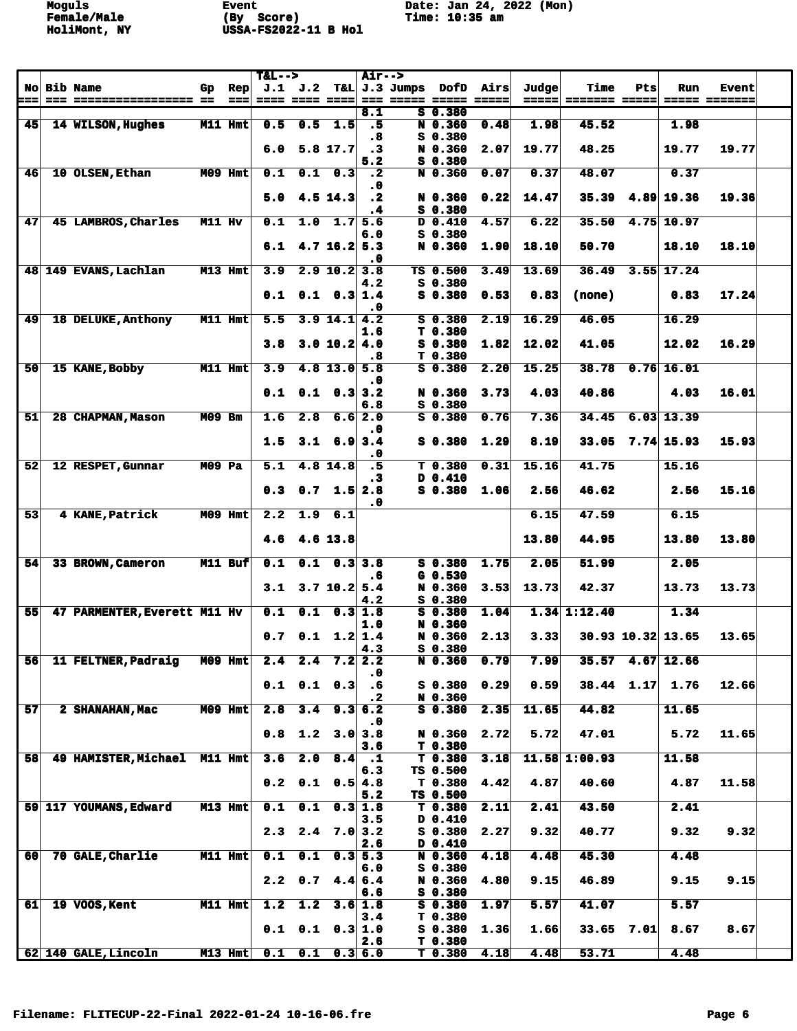Moguls
Female/Male
HoliMont, NY

Event
(By Score)
USSA-FS2022-11 B Hol

Date: Jan 24, 2022 (Mon)
Time: 10:35 am

| No | Bib | Name | Gp | Rep | J.1 | J.2 | T&L | J.3 | Jumps | DofD | Airs | Judge | Time | Pts | Run | Event |
|---|---|---|---|---|---|---|---|---|---|---|---|---|---|---|---|---|
| | | | | | | | | 8.1 | S | 0.380 | | | | | | |
| 45 | 14 | WILSON,Hughes | M11 | Hmt | 0.5 | 0.5 | 1.5 | .5 | N | 0.360 | 0.48 | 1.98 | 45.52 | | 1.98 | |
| | | | | | | | | .8 | S | 0.380 | | | | | | |
| | | | | | 6.0 | 5.8 | 17.7 | .3 | N | 0.360 | 2.07 | 19.77 | 48.25 | | 19.77 | 19.77 |
| | | | | | | | | 5.2 | S | 0.380 | | | | | | |
| 46 | 10 | OLSEN,Ethan | M09 | Hmt | 0.1 | 0.1 | 0.3 | .2 | N | 0.360 | 0.07 | 0.37 | 48.07 | | 0.37 | |
| | | | | | | | | .0 | | | | | | | | |
| | | | | | 5.0 | 4.5 | 14.3 | .2 | N | 0.360 | 0.22 | 14.47 | 35.39 | 4.89 | 19.36 | 19.36 |
| | | | | | | | | .4 | S | 0.380 | | | | | | |
| 47 | 45 | LAMBROS,Charles | M11 | Hv | 0.1 | 1.0 | 1.7 | 5.6 | D | 0.410 | 4.57 | 6.22 | 35.50 | 4.75 | 10.97 | |
| | | | | | | | | 6.0 | S | 0.380 | | | | | | |
| | | | | | 6.1 | 4.7 | 16.2 | 5.3 | N | 0.360 | 1.90 | 18.10 | 50.70 | | 18.10 | 18.10 |
| | | | | | | | | .0 | | | | | | | | |
| 48 | 149 | EVANS,Lachlan | M13 | Hmt | 3.9 | 2.9 | 10.2 | 3.8 | TS | 0.500 | 3.49 | 13.69 | 36.49 | 3.55 | 17.24 | |
| | | | | | | | | 4.2 | S | 0.380 | | | | | | |
| | | | | | 0.1 | 0.1 | 0.3 | 1.4 | S | 0.380 | 0.53 | 0.83 | (none) | | 0.83 | 17.24 |
| | | | | | | | | .0 | | | | | | | | |
| 49 | 18 | DELUKE,Anthony | M11 | Hmt | 5.5 | 3.9 | 14.1 | 4.2 | S | 0.380 | 2.19 | 16.29 | 46.05 | | 16.29 | |
| | | | | | | | | 1.6 | T | 0.380 | | | | | | |
| | | | | | 3.8 | 3.0 | 10.2 | 4.0 | S | 0.380 | 1.82 | 12.02 | 41.05 | | 12.02 | 16.29 |
| | | | | | | | | .8 | T | 0.380 | | | | | | |
| 50 | 15 | KANE,Bobby | M11 | Hmt | 3.9 | 4.8 | 13.0 | 5.8 | S | 0.380 | 2.20 | 15.25 | 38.78 | 0.76 | 16.01 | |
| | | | | | | | | .0 | | | | | | | | |
| | | | | | 0.1 | 0.1 | 0.3 | 3.2 | N | 0.360 | 3.73 | 4.03 | 40.86 | | 4.03 | 16.01 |
| | | | | | | | | 6.8 | S | 0.380 | | | | | | |
| 51 | 28 | CHAPMAN,Mason | M09 | Bm | 1.6 | 2.8 | 6.6 | 2.0 | S | 0.380 | 0.76 | 7.36 | 34.45 | 6.03 | 13.39 | |
| | | | | | | | | .0 | | | | | | | | |
| | | | | | 1.5 | 3.1 | 6.9 | 3.4 | S | 0.380 | 1.29 | 8.19 | 33.05 | 7.74 | 15.93 | 15.93 |
| | | | | | | | | .0 | | | | | | | | |
| 52 | 12 | RESPET,Gunnar | M09 | Pa | 5.1 | 4.8 | 14.8 | .5 | T | 0.380 | 0.31 | 15.16 | 41.75 | | 15.16 | |
| | | | | | | | | .3 | D | 0.410 | | | | | | |
| | | | | | 0.3 | 0.7 | 1.5 | 2.8 | S | 0.380 | 1.06 | 2.56 | 46.62 | | 2.56 | 15.16 |
| | | | | | | | | .0 | | | | | | | | |
| 53 | 4 | KANE,Patrick | M09 | Hmt | 2.2 | 1.9 | 6.1 | | | | | 6.15 | 47.59 | | 6.15 | |
| | | | | | 4.6 | 4.6 | 13.8 | | | | | 13.80 | 44.95 | | 13.80 | 13.80 |
| 54 | 33 | BROWN,Cameron | M11 | Buf | 0.1 | 0.1 | 0.3 | 3.8 | S | 0.380 | 1.75 | 2.05 | 51.99 | | 2.05 | |
| | | | | | | | | .6 | G | 0.530 | | | | | | |
| | | | | | 3.1 | 3.7 | 10.2 | 5.4 | N | 0.360 | 3.53 | 13.73 | 42.37 | | 13.73 | 13.73 |
| | | | | | | | | 4.2 | S | 0.380 | | | | | | |
| 55 | 47 | PARMENTER,Everett | M11 | Hv | 0.1 | 0.1 | 0.3 | 1.8 | S | 0.380 | 1.04 | 1.34 | 1:12.40 | | 1.34 | |
| | | | | | | | | 1.0 | N | 0.360 | | | | | | |
| | | | | | 0.7 | 0.1 | 1.2 | 1.4 | N | 0.360 | 2.13 | 3.33 | 30.93 | 10.32 | 13.65 | 13.65 |
| | | | | | | | | 4.3 | S | 0.380 | | | | | | |
| 56 | 11 | FELTNER,Padraig | M09 | Hmt | 2.4 | 2.4 | 7.2 | 2.2 | N | 0.360 | 0.79 | 7.99 | 35.57 | 4.67 | 12.66 | |
| | | | | | | | | .0 | | | | | | | | |
| | | | | | 0.1 | 0.1 | 0.3 | .6 | S | 0.380 | 0.29 | 0.59 | 38.44 | 1.17 | 1.76 | 12.66 |
| | | | | | | | | .2 | N | 0.360 | | | | | | |
| 57 | 2 | SHANAHAN,Mac | M09 | Hmt | 2.8 | 3.4 | 9.3 | 6.2 | S | 0.380 | 2.35 | 11.65 | 44.82 | | 11.65 | |
| | | | | | | | | .0 | | | | | | | | |
| | | | | | 0.8 | 1.2 | 3.0 | 3.8 | N | 0.360 | 2.72 | 5.72 | 47.01 | | 5.72 | 11.65 |
| | | | | | | | | 3.6 | T | 0.380 | | | | | | |
| 58 | 49 | HAMISTER,Michael | M11 | Hmt | 3.6 | 2.0 | 8.4 | .1 | T | 0.380 | 3.18 | 11.58 | 1:00.93 | | 11.58 | |
| | | | | | | | | 6.3 | TS | 0.500 | | | | | | |
| | | | | | 0.2 | 0.1 | 0.5 | 4.8 | T | 0.380 | 4.42 | 4.87 | 40.60 | | 4.87 | 11.58 |
| | | | | | | | | 5.2 | TS | 0.500 | | | | | | |
| 59 | 117 | YOUMANS,Edward | M13 | Hmt | 0.1 | 0.1 | 0.3 | 1.8 | T | 0.380 | 2.11 | 2.41 | 43.50 | | 2.41 | |
| | | | | | | | | 3.5 | D | 0.410 | | | | | | |
| | | | | | 2.3 | 2.4 | 7.0 | 3.2 | S | 0.380 | 2.27 | 9.32 | 40.77 | | 9.32 | 9.32 |
| | | | | | | | | 2.6 | D | 0.410 | | | | | | |
| 60 | 70 | GALE,Charlie | M11 | Hmt | 0.1 | 0.1 | 0.3 | 5.3 | N | 0.360 | 4.18 | 4.48 | 45.30 | | 4.48 | |
| | | | | | | | | 6.0 | S | 0.380 | | | | | | |
| | | | | | 2.2 | 0.7 | 4.4 | 6.4 | N | 0.360 | 4.80 | 9.15 | 46.89 | | 9.15 | 9.15 |
| | | | | | | | | 6.6 | S | 0.380 | | | | | | |
| 61 | 19 | VOOS,Kent | M11 | Hmt | 1.2 | 1.2 | 3.6 | 1.8 | S | 0.380 | 1.97 | 5.57 | 41.07 | | 5.57 | |
| | | | | | | | | 3.4 | T | 0.380 | | | | | | |
| | | | | | 0.1 | 0.1 | 0.3 | 1.0 | S | 0.380 | 1.36 | 1.66 | 33.65 | 7.01 | 8.67 | 8.67 |
| | | | | | | | | 2.6 | T | 0.380 | | | | | | |
| 62 | 140 | GALE,Lincoln | M13 | Hmt | 0.1 | 0.1 | 0.3 | 6.0 | T | 0.380 | 4.18 | 4.48 | 53.71 | | 4.48 | |

Filename: FLITECUP-22-Final 2022-01-24 10-16-06.fre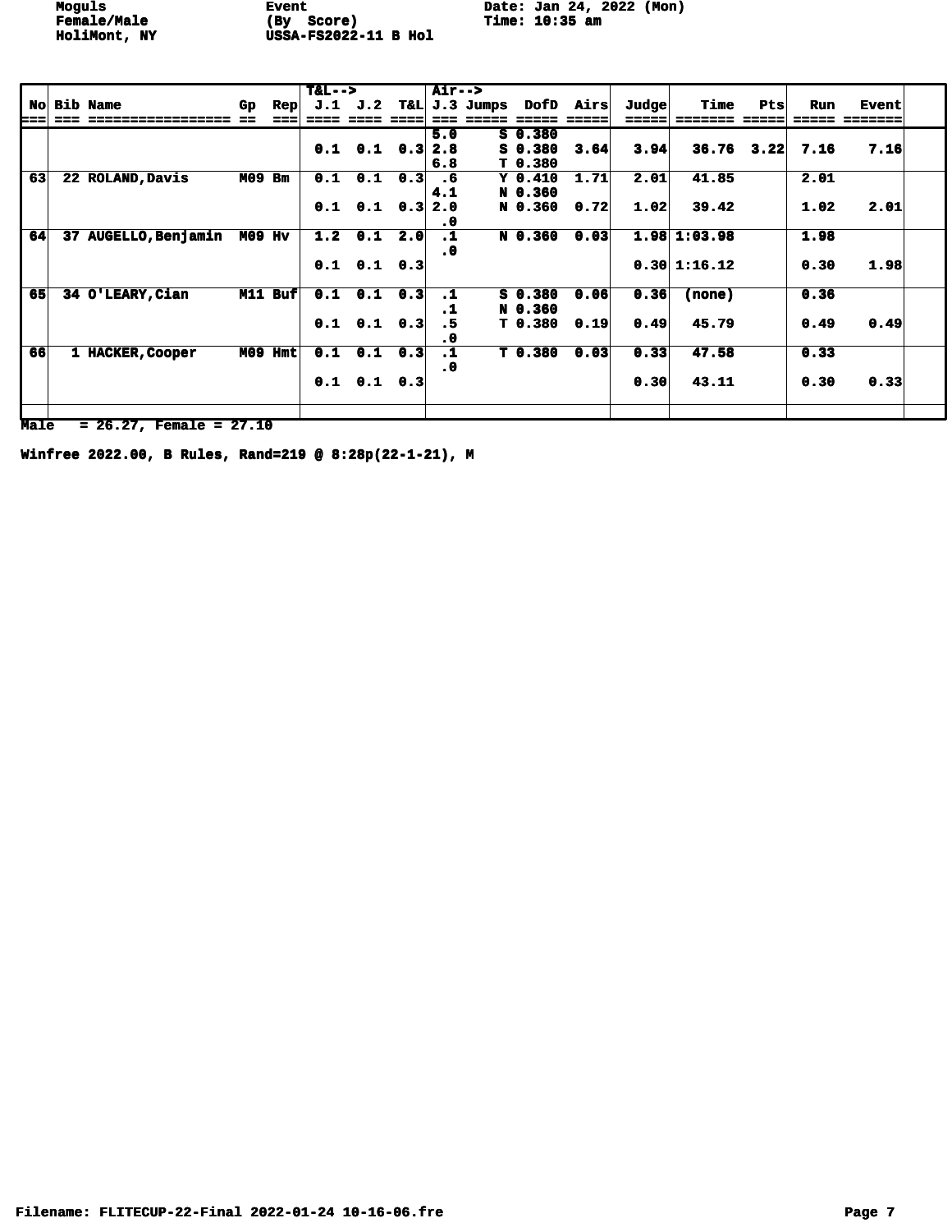Moguls Event Date: Jan 24, 2022 (Mon)
Female/Male (By Score) Time: 10:35 am
HoliMont, NY USSA-FS2022-11 B Hol

| No | Bib | Name | Gp | Rep | T&L--> J.1 | J.2 | T&L | Air--> J.3 | Jumps | DofD | Airs | Judge | Time | Pts | Run | Event |
|---|---|---|---|---|---|---|---|---|---|---|---|---|---|---|---|---|
| | | | | | | | | 5.0 | S | 0.380 | | | | | | |
| | | | | | 0.1 | 0.1 | 0.3 | 2.8 | S | 0.380 | 3.64 | 3.94 | 36.76 | 3.22 | 7.16 | 7.16 |
| | | | | | | | | 6.8 | T | 0.380 | | | | | | |
| 63 | 22 | ROLAND,Davis | M09 | Bm | 0.1 | 0.1 | 0.3 | .6 | Y | 0.410 | 1.71 | 2.01 | 41.85 | | 2.01 | |
| | | | | | | | | 4.1 | N | 0.360 | | | | | | |
| | | | | | 0.1 | 0.1 | 0.3 | 2.0 | N | 0.360 | 0.72 | 1.02 | 39.42 | | 1.02 | 2.01 |
| | | | | | | | | .0 | | | | | | | | |
| 64 | 37 | AUGELLO,Benjamin | M09 | Hv | 1.2 | 0.1 | 2.0 | .1 | N | 0.360 | 0.03 | 1.98 | 1:03.98 | | 1.98 | |
| | | | | | | | | .0 | | | | | | | | |
| | | | | | 0.1 | 0.1 | 0.3 | | | | | 0.30 | 1:16.12 | | 0.30 | 1.98 |
| 65 | 34 | O'LEARY,Cian | M11 | Buf | 0.1 | 0.1 | 0.3 | .1 | S | 0.380 | 0.06 | 0.36 | (none) | | 0.36 | |
| | | | | | | | | .1 | N | 0.360 | | | | | | |
| | | | | | 0.1 | 0.1 | 0.3 | .5 | T | 0.380 | 0.19 | 0.49 | 45.79 | | 0.49 | 0.49 |
| | | | | | | | | .0 | | | | | | | | |
| 66 | 1 | HACKER,Cooper | M09 | Hmt | 0.1 | 0.1 | 0.3 | .1 | T | 0.380 | 0.03 | 0.33 | 47.58 | | 0.33 | |
| | | | | | | | | .0 | | | | | | | | |
| | | | | | 0.1 | 0.1 | 0.3 | | | | | 0.30 | 43.11 | | 0.30 | 0.33 |

Male = 26.27, Female = 27.10

Winfree 2022.00, B Rules, Rand=219 @ 8:28p(22-1-21), M

Filename: FLITECUP-22-Final 2022-01-24 10-16-06.fre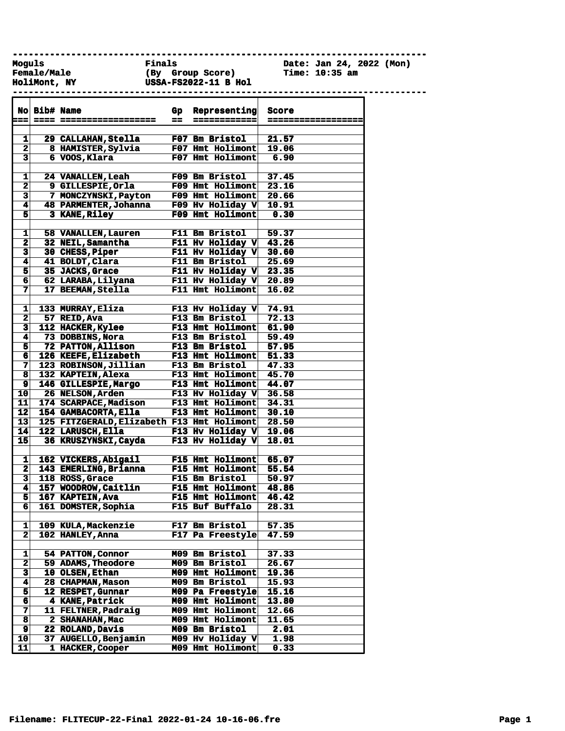Moguls | Finals | Date: Jan 24, 2022 (Mon)
Female/Male | (By Group Score) | Time: 10:35 am
HoliMont, NY | USSA-FS2022-11 B Hol

| No | Bib# | Name | Gp | Representing | Score |
|---|---|---|---|---|---|
| 1 | 29 | CALLAHAN, Stella | F07 | Bm Bristol | 21.57 |
| 2 | 8 | HAMISTER, Sylvia | F07 | Hmt Holimont | 19.06 |
| 3 | 6 | VOOS, Klara | F07 | Hmt Holimont | 6.90 |
| | | | | | |
| 1 | 24 | VANALLEN, Leah | F09 | Bm Bristol | 37.45 |
| 2 | 9 | GILLESPIE, Orla | F09 | Hmt Holimont | 23.16 |
| 3 | 7 | MONCZYNSKI, Payton | F09 | Hmt Holimont | 20.66 |
| 4 | 48 | PARMENTER, Johanna | F09 | Hv Holiday V | 10.91 |
| 5 | 3 | KANE, Riley | F09 | Hmt Holimont | 0.30 |
| | | | | | |
| 1 | 58 | VANALLEN, Lauren | F11 | Bm Bristol | 59.37 |
| 2 | 32 | NEIL, Samantha | F11 | Hv Holiday V | 43.26 |
| 3 | 30 | CHESS, Piper | F11 | Hv Holiday V | 30.60 |
| 4 | 41 | BOLDT, Clara | F11 | Bm Bristol | 25.69 |
| 5 | 35 | JACKS, Grace | F11 | Hv Holiday V | 23.35 |
| 6 | 62 | LARABA, Lilyana | F11 | Hv Holiday V | 20.89 |
| 7 | 17 | BEEMAN, Stella | F11 | Hmt Holimont | 16.02 |
| | | | | | |
| 1 | 133 | MURRAY, Eliza | F13 | Hv Holiday V | 74.91 |
| 2 | 57 | REID, Ava | F13 | Bm Bristol | 72.13 |
| 3 | 112 | HACKER, Kylee | F13 | Hmt Holimont | 61.90 |
| 4 | 73 | DOBBINS, Nora | F13 | Bm Bristol | 59.49 |
| 5 | 72 | PATTON, Allison | F13 | Bm Bristol | 57.95 |
| 6 | 126 | KEEFE, Elizabeth | F13 | Hmt Holimont | 51.33 |
| 7 | 123 | ROBINSON, Jillian | F13 | Bm Bristol | 47.33 |
| 8 | 132 | KAPTEIN, Alexa | F13 | Hmt Holimont | 45.70 |
| 9 | 146 | GILLESPIE, Margo | F13 | Hmt Holimont | 44.07 |
| 10 | 26 | NELSON, Arden | F13 | Hv Holiday V | 36.58 |
| 11 | 174 | SCARPACE, Madison | F13 | Hmt Holimont | 34.31 |
| 12 | 154 | GAMBACORTA, Ella | F13 | Hmt Holimont | 30.10 |
| 13 | 125 | FITZGERALD, Elizabeth | F13 | Hmt Holimont | 28.50 |
| 14 | 122 | LARUSCH, Ella | F13 | Hv Holiday V | 19.06 |
| 15 | 36 | KRUSZYNSKI, Cayda | F13 | Hv Holiday V | 18.01 |
| | | | | | |
| 1 | 162 | VICKERS, Abigail | F15 | Hmt Holimont | 65.07 |
| 2 | 143 | EMERLING, Brianna | F15 | Hmt Holimont | 55.54 |
| 3 | 118 | ROSS, Grace | F15 | Bm Bristol | 50.97 |
| 4 | 157 | WOODROW, Caitlin | F15 | Hmt Holimont | 48.86 |
| 5 | 167 | KAPTEIN, Ava | F15 | Hmt Holimont | 46.42 |
| 6 | 161 | DOMSTER, Sophia | F15 | Buf Buffalo | 28.31 |
| | | | | | |
| 1 | 109 | KULA, Mackenzie | F17 | Bm Bristol | 57.35 |
| 2 | 102 | HANLEY, Anna | F17 | Pa Freestyle | 47.59 |
| | | | | | |
| 1 | 54 | PATTON, Connor | M09 | Bm Bristol | 37.33 |
| 2 | 59 | ADAMS, Theodore | M09 | Bm Bristol | 26.67 |
| 3 | 10 | OLSEN, Ethan | M09 | Hmt Holimont | 19.36 |
| 4 | 28 | CHAPMAN, Mason | M09 | Bm Bristol | 15.93 |
| 5 | 12 | RESPET, Gunnar | M09 | Pa Freestyle | 15.16 |
| 6 | 4 | KANE, Patrick | M09 | Hmt Holimont | 13.80 |
| 7 | 11 | FELTNER, Padraig | M09 | Hmt Holimont | 12.66 |
| 8 | 2 | SHANAHAN, Mac | M09 | Hmt Holimont | 11.65 |
| 9 | 22 | ROLAND, Davis | M09 | Bm Bristol | 2.01 |
| 10 | 37 | AUGELLO, Benjamin | M09 | Hv Holiday V | 1.98 |
| 11 | 1 | HACKER, Cooper | M09 | Hmt Holimont | 0.33 |

Filename: FLITECUP-22-Final 2022-01-24 10-16-06.fre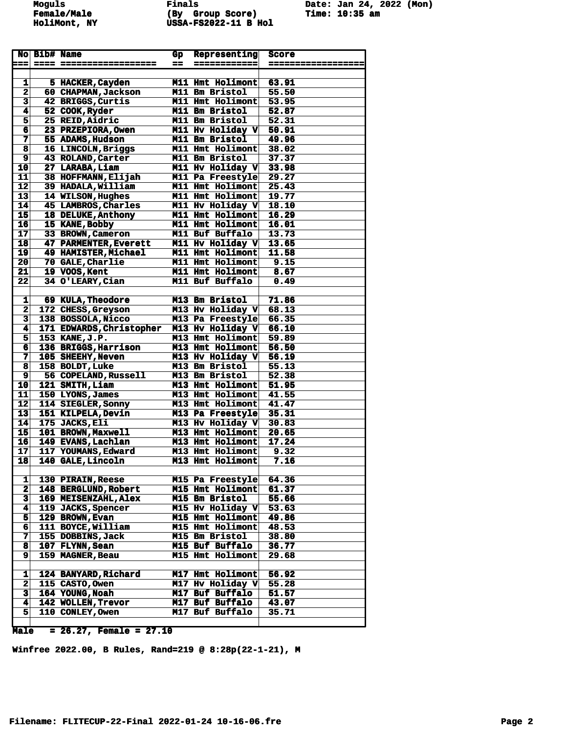Moguls — Finals — Date: Jan 24, 2022 (Mon)
Female/Male — (By Group Score) — Time: 10:35 am
HoliMont, NY — USSA-FS2022-11 B Hol

| No | Bib# | Name | Gp | Representing | Score |
|---|---|---|---|---|---|
| 1 | 5 | HACKER, Cayden | M11 | Hmt Holimont | 63.91 |
| 2 | 60 | CHAPMAN, Jackson | M11 | Bm Bristol | 55.50 |
| 3 | 42 | BRIGGS, Curtis | M11 | Hmt Holimont | 53.95 |
| 4 | 52 | COOK, Ryder | M11 | Bm Bristol | 52.87 |
| 5 | 25 | REID, Aidric | M11 | Bm Bristol | 52.31 |
| 6 | 23 | PRZEPIORA, Owen | M11 | Hv Holiday V | 50.91 |
| 7 | 55 | ADAMS, Hudson | M11 | Bm Bristol | 49.96 |
| 8 | 16 | LINCOLN, Briggs | M11 | Hmt Holimont | 38.02 |
| 9 | 43 | ROLAND, Carter | M11 | Bm Bristol | 37.37 |
| 10 | 27 | LARABA, Liam | M11 | Hv Holiday V | 33.98 |
| 11 | 38 | HOFFMANN, Elijah | M11 | Pa Freestyle | 29.27 |
| 12 | 39 | HADALA, William | M11 | Hmt Holimont | 25.43 |
| 13 | 14 | WILSON, Hughes | M11 | Hmt Holimont | 19.77 |
| 14 | 45 | LAMBROS, Charles | M11 | Hv Holiday V | 18.10 |
| 15 | 18 | DELUKE, Anthony | M11 | Hmt Holimont | 16.29 |
| 16 | 15 | KANE, Bobby | M11 | Hmt Holimont | 16.01 |
| 17 | 33 | BROWN, Cameron | M11 | Buf Buffalo | 13.73 |
| 18 | 47 | PARMENTER, Everett | M11 | Hv Holiday V | 13.65 |
| 19 | 49 | HAMISTER, Michael | M11 | Hmt Holimont | 11.58 |
| 20 | 70 | GALE, Charlie | M11 | Hmt Holimont | 9.15 |
| 21 | 19 | VOOS, Kent | M11 | Hmt Holimont | 8.67 |
| 22 | 34 | O'LEARY, Cian | M11 | Buf Buffalo | 0.49 |
| | | | | | |
| 1 | 69 | KULA, Theodore | M13 | Bm Bristol | 71.86 |
| 2 | 172 | CHESS, Greyson | M13 | Hv Holiday V | 68.13 |
| 3 | 138 | BOSSOLA, Nicco | M13 | Pa Freestyle | 66.35 |
| 4 | 171 | EDWARDS, Christopher | M13 | Hv Holiday V | 66.10 |
| 5 | 153 | KANE, J.P. | M13 | Hmt Holimont | 59.89 |
| 6 | 136 | BRIGGS, Harrison | M13 | Hmt Holimont | 56.50 |
| 7 | 105 | SHEEHY, Neven | M13 | Hv Holiday V | 56.19 |
| 8 | 158 | BOLDT, Luke | M13 | Bm Bristol | 55.13 |
| 9 | 56 | COPELAND, Russell | M13 | Bm Bristol | 52.38 |
| 10 | 121 | SMITH, Liam | M13 | Hmt Holimont | 51.95 |
| 11 | 150 | LYONS, James | M13 | Hmt Holimont | 41.55 |
| 12 | 114 | SIEGLER, Sonny | M13 | Hmt Holimont | 41.47 |
| 13 | 151 | KILPELA, Devin | M13 | Pa Freestyle | 35.31 |
| 14 | 175 | JACKS, Eli | M13 | Hv Holiday V | 30.83 |
| 15 | 101 | BROWN, Maxwell | M13 | Hmt Holimont | 20.65 |
| 16 | 149 | EVANS, Lachlan | M13 | Hmt Holimont | 17.24 |
| 17 | 117 | YOUMANS, Edward | M13 | Hmt Holimont | 9.32 |
| 18 | 140 | GALE, Lincoln | M13 | Hmt Holimont | 7.16 |
| | | | | | |
| 1 | 130 | PIRAIN, Reese | M15 | Pa Freestyle | 64.36 |
| 2 | 148 | BERGLUND, Robert | M15 | Hmt Holimont | 61.37 |
| 3 | 169 | MEISENZAHL, Alex | M15 | Bm Bristol | 55.66 |
| 4 | 119 | JACKS, Spencer | M15 | Hv Holiday V | 53.63 |
| 5 | 129 | BROWN, Evan | M15 | Hmt Holimont | 49.86 |
| 6 | 111 | BOYCE, William | M15 | Hmt Holimont | 48.53 |
| 7 | 155 | DOBBINS, Jack | M15 | Bm Bristol | 38.80 |
| 8 | 107 | FLYNN, Sean | M15 | Buf Buffalo | 36.77 |
| 9 | 159 | MAGNER, Beau | M15 | Hmt Holimont | 29.68 |
| | | | | | |
| 1 | 124 | BANYARD, Richard | M17 | Hmt Holimont | 56.92 |
| 2 | 115 | CASTO, Owen | M17 | Hv Holiday V | 55.28 |
| 3 | 164 | YOUNG, Noah | M17 | Buf Buffalo | 51.57 |
| 4 | 142 | WOLLEN, Trevor | M17 | Buf Buffalo | 43.07 |
| 5 | 110 | CONLEY, Owen | M17 | Buf Buffalo | 35.71 |

Male = 26.27, Female = 27.10

Winfree 2022.00, B Rules, Rand=219 @ 8:28p(22-1-21), M

Filename: FLITECUP-22-Final 2022-01-24 10-16-06.fre